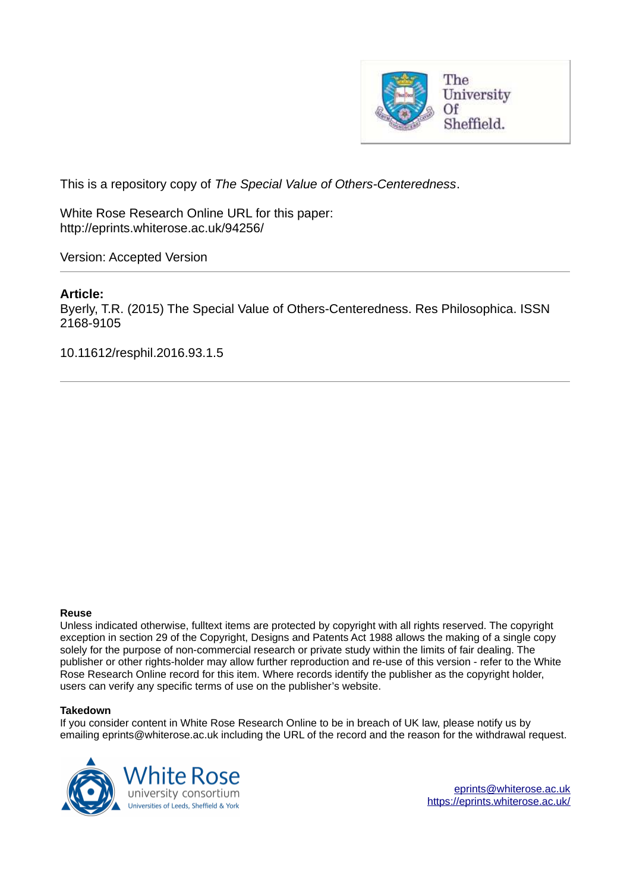This is a repository copy of *The Special Value of Others-Centeredness*.

White Rose Research Online URL for this paper:
http://eprints.whiterose.ac.uk/94256/

Version: Accepted Version

---

**Article:**

Byerly, T.R. (2015) The Special Value of Others-Centeredness. Res Philosophica. ISSN 2168-9105

10.11612/resphil.2016.93.1.5

---

**Reuse**

Unless indicated otherwise, fulltext items are protected by copyright with all rights reserved. The copyright exception in section 29 of the Copyright, Designs and Patents Act 1988 allows the making of a single copy solely for the purpose of non-commercial research or private study within the limits of fair dealing. The publisher or other rights-holder may allow further reproduction and re-use of this version - refer to the White Rose Research Online record for this item. Where records identify the publisher as the copyright holder, users can verify any specific terms of use on the publisher's website.

**Takedown**

If you consider content in White Rose Research Online to be in breach of UK law, please notify us by emailing eprints@whiterose.ac.uk including the URL of the record and the reason for the withdrawal request.

eprints@whiterose.ac.uk
https://eprints.whiterose.ac.uk/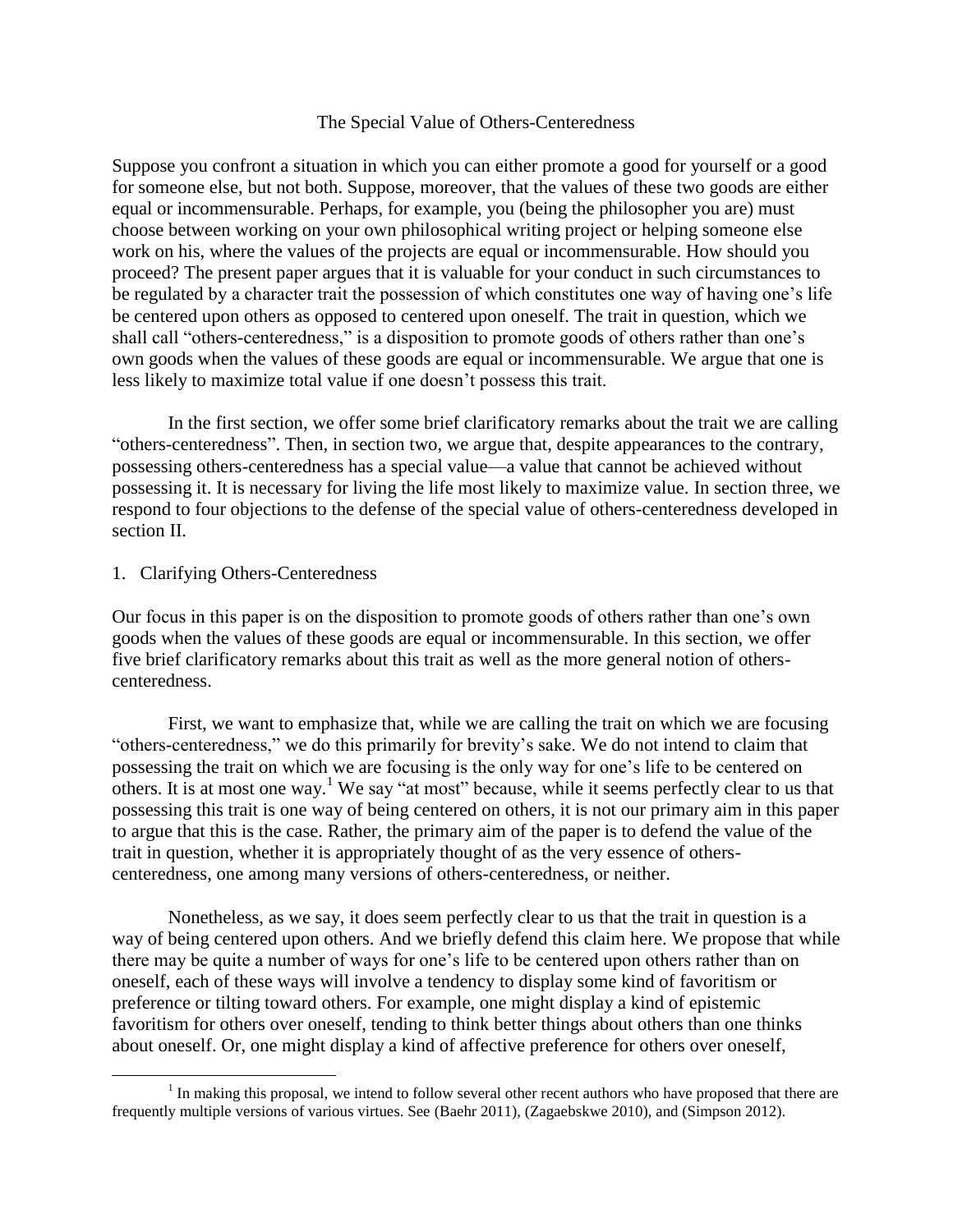The Special Value of Others-Centeredness

Suppose you confront a situation in which you can either promote a good for yourself or a good for someone else, but not both. Suppose, moreover, that the values of these two goods are either equal or incommensurable. Perhaps, for example, you (being the philosopher you are) must choose between working on your own philosophical writing project or helping someone else work on his, where the values of the projects are equal or incommensurable. How should you proceed? The present paper argues that it is valuable for your conduct in such circumstances to be regulated by a character trait the possession of which constitutes one way of having one's life be centered upon others as opposed to centered upon oneself. The trait in question, which we shall call "others-centeredness," is a disposition to promote goods of others rather than one's own goods when the values of these goods are equal or incommensurable. We argue that one is less likely to maximize total value if one doesn't possess this trait.

In the first section, we offer some brief clarificatory remarks about the trait we are calling "others-centeredness". Then, in section two, we argue that, despite appearances to the contrary, possessing others-centeredness has a special value—a value that cannot be achieved without possessing it. It is necessary for living the life most likely to maximize value. In section three, we respond to four objections to the defense of the special value of others-centeredness developed in section II.

## 1. Clarifying Others-Centeredness

Our focus in this paper is on the disposition to promote goods of others rather than one's own goods when the values of these goods are equal or incommensurable. In this section, we offer five brief clarificatory remarks about this trait as well as the more general notion of others-centeredness.

First, we want to emphasize that, while we are calling the trait on which we are focusing "others-centeredness," we do this primarily for brevity's sake. We do not intend to claim that possessing the trait on which we are focusing is the only way for one's life to be centered on others. It is at most one way.[1] We say "at most" because, while it seems perfectly clear to us that possessing this trait is one way of being centered on others, it is not our primary aim in this paper to argue that this is the case. Rather, the primary aim of the paper is to defend the value of the trait in question, whether it is appropriately thought of as the very essence of others-centeredness, one among many versions of others-centeredness, or neither.

Nonetheless, as we say, it does seem perfectly clear to us that the trait in question is a way of being centered upon others. And we briefly defend this claim here. We propose that while there may be quite a number of ways for one's life to be centered upon others rather than on oneself, each of these ways will involve a tendency to display some kind of favoritism or preference or tilting toward others. For example, one might display a kind of epistemic favoritism for others over oneself, tending to think better things about others than one thinks about oneself. Or, one might display a kind of affective preference for others over oneself,

[1] In making this proposal, we intend to follow several other recent authors who have proposed that there are frequently multiple versions of various virtues. See (Baehr 2011), (Zagaebskwe 2010), and (Simpson 2012).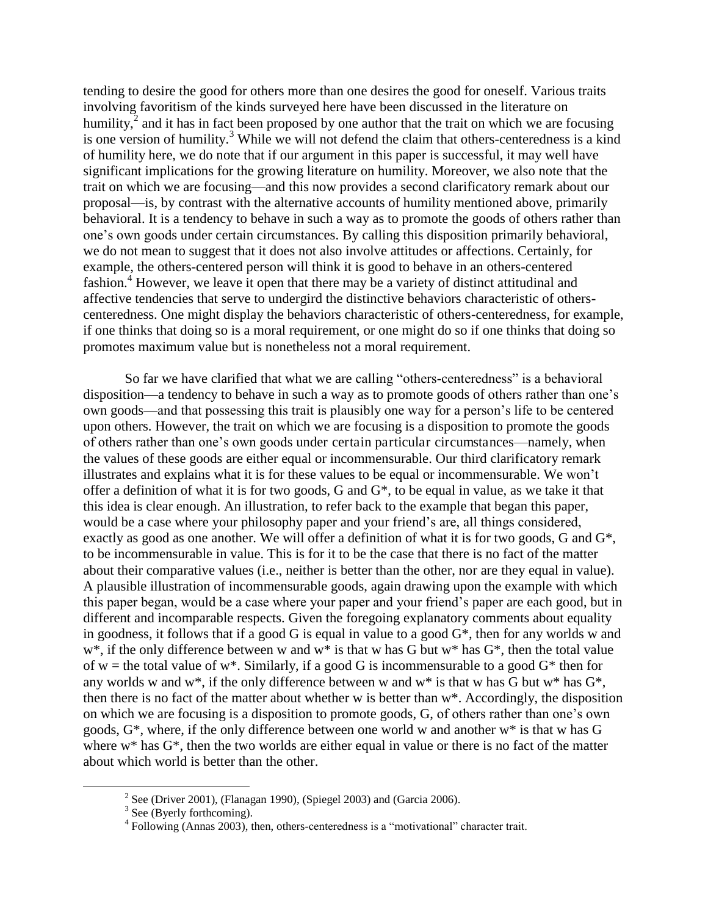tending to desire the good for others more than one desires the good for oneself. Various traits involving favoritism of the kinds surveyed here have been discussed in the literature on humility,[2] and it has in fact been proposed by one author that the trait on which we are focusing is one version of humility.[3] While we will not defend the claim that others-centeredness is a kind of humility here, we do note that if our argument in this paper is successful, it may well have significant implications for the growing literature on humility. Moreover, we also note that the trait on which we are focusing—and this now provides a second clarificatory remark about our proposal—is, by contrast with the alternative accounts of humility mentioned above, primarily behavioral. It is a tendency to behave in such a way as to promote the goods of others rather than one's own goods under certain circumstances. By calling this disposition primarily behavioral, we do not mean to suggest that it does not also involve attitudes or affections. Certainly, for example, the others-centered person will think it is good to behave in an others-centered fashion.[4] However, we leave it open that there may be a variety of distinct attitudinal and affective tendencies that serve to undergird the distinctive behaviors characteristic of others-centeredness. One might display the behaviors characteristic of others-centeredness, for example, if one thinks that doing so is a moral requirement, or one might do so if one thinks that doing so promotes maximum value but is nonetheless not a moral requirement.

So far we have clarified that what we are calling "others-centeredness" is a behavioral disposition—a tendency to behave in such a way as to promote goods of others rather than one's own goods—and that possessing this trait is plausibly one way for a person's life to be centered upon others. However, the trait on which we are focusing is a disposition to promote the goods of others rather than one's own goods under certain particular circumstances—namely, when the values of these goods are either equal or incommensurable. Our third clarificatory remark illustrates and explains what it is for these values to be equal or incommensurable. We won't offer a definition of what it is for two goods, G and G*, to be equal in value, as we take it that this idea is clear enough. An illustration, to refer back to the example that began this paper, would be a case where your philosophy paper and your friend's are, all things considered, exactly as good as one another. We will offer a definition of what it is for two goods, G and G*, to be incommensurable in value. This is for it to be the case that there is no fact of the matter about their comparative values (i.e., neither is better than the other, nor are they equal in value). A plausible illustration of incommensurable goods, again drawing upon the example with which this paper began, would be a case where your paper and your friend's paper are each good, but in different and incomparable respects. Given the foregoing explanatory comments about equality in goodness, it follows that if a good G is equal in value to a good G*, then for any worlds w and w*, if the only difference between w and w* is that w has G but w* has G*, then the total value of w = the total value of w*. Similarly, if a good G is incommensurable to a good G* then for any worlds w and w*, if the only difference between w and w* is that w has G but w* has G*, then there is no fact of the matter about whether w is better than w*. Accordingly, the disposition on which we are focusing is a disposition to promote goods, G, of others rather than one's own goods, G*, where, if the only difference between one world w and another w* is that w has G where w* has G*, then the two worlds are either equal in value or there is no fact of the matter about which world is better than the other.

---

[2] See (Driver 2001), (Flanagan 1990), (Spiegel 2003) and (Garcia 2006).

[3] See (Byerly forthcoming).

[4] Following (Annas 2003), then, others-centeredness is a "motivational" character trait.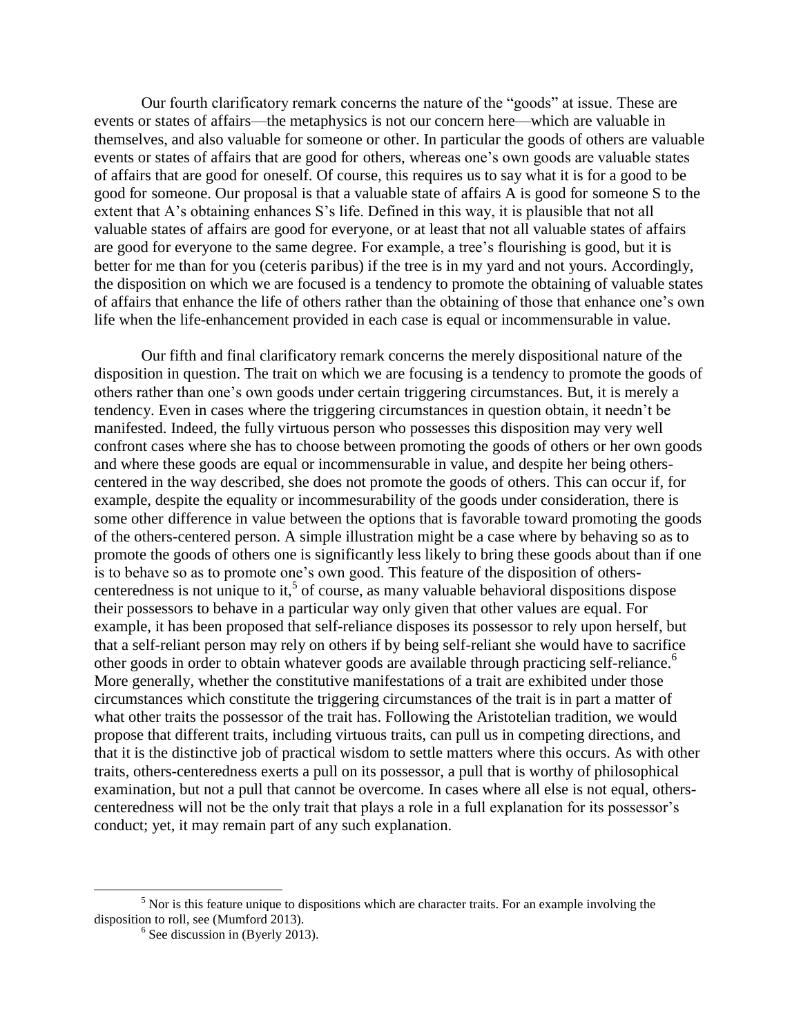Our fourth clarificatory remark concerns the nature of the "goods" at issue. These are events or states of affairs—the metaphysics is not our concern here—which are valuable in themselves, and also valuable for someone or other. In particular the goods of others are valuable events or states of affairs that are good for others, whereas one's own goods are valuable states of affairs that are good for oneself. Of course, this requires us to say what it is for a good to be good for someone. Our proposal is that a valuable state of affairs A is good for someone S to the extent that A's obtaining enhances S's life. Defined in this way, it is plausible that not all valuable states of affairs are good for everyone, or at least that not all valuable states of affairs are good for everyone to the same degree. For example, a tree's flourishing is good, but it is better for me than for you (ceteris paribus) if the tree is in my yard and not yours. Accordingly, the disposition on which we are focused is a tendency to promote the obtaining of valuable states of affairs that enhance the life of others rather than the obtaining of those that enhance one's own life when the life-enhancement provided in each case is equal or incommensurable in value.

Our fifth and final clarificatory remark concerns the merely dispositional nature of the disposition in question. The trait on which we are focusing is a tendency to promote the goods of others rather than one's own goods under certain triggering circumstances. But, it is merely a tendency. Even in cases where the triggering circumstances in question obtain, it needn't be manifested. Indeed, the fully virtuous person who possesses this disposition may very well confront cases where she has to choose between promoting the goods of others or her own goods and where these goods are equal or incommensurable in value, and despite her being others-centered in the way described, she does not promote the goods of others. This can occur if, for example, despite the equality or incommesurability of the goods under consideration, there is some other difference in value between the options that is favorable toward promoting the goods of the others-centered person. A simple illustration might be a case where by behaving so as to promote the goods of others one is significantly less likely to bring these goods about than if one is to behave so as to promote one's own good. This feature of the disposition of others-centeredness is not unique to it,[5] of course, as many valuable behavioral dispositions dispose their possessors to behave in a particular way only given that other values are equal. For example, it has been proposed that self-reliance disposes its possessor to rely upon herself, but that a self-reliant person may rely on others if by being self-reliant she would have to sacrifice other goods in order to obtain whatever goods are available through practicing self-reliance.[6] More generally, whether the constitutive manifestations of a trait are exhibited under those circumstances which constitute the triggering circumstances of the trait is in part a matter of what other traits the possessor of the trait has. Following the Aristotelian tradition, we would propose that different traits, including virtuous traits, can pull us in competing directions, and that it is the distinctive job of practical wisdom to settle matters where this occurs. As with other traits, others-centeredness exerts a pull on its possessor, a pull that is worthy of philosophical examination, but not a pull that cannot be overcome. In cases where all else is not equal, others-centeredness will not be the only trait that plays a role in a full explanation for its possessor's conduct; yet, it may remain part of any such explanation.

---

[5] Nor is this feature unique to dispositions which are character traits. For an example involving the disposition to roll, see (Mumford 2013).

[6] See discussion in (Byerly 2013).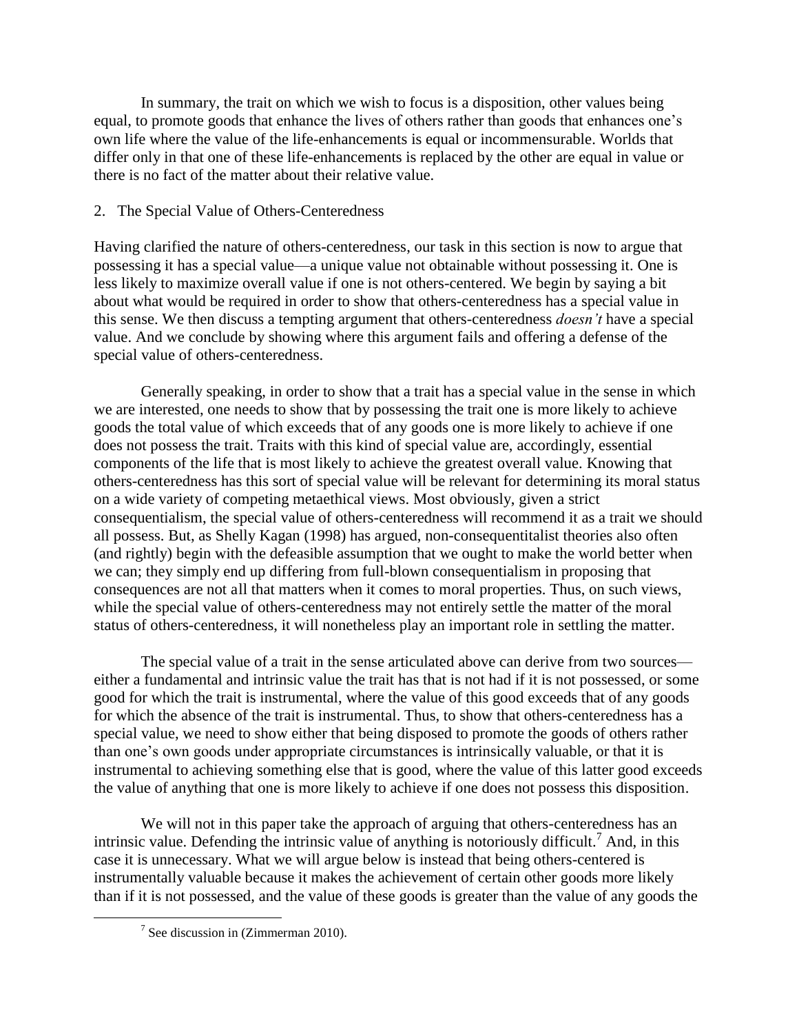In summary, the trait on which we wish to focus is a disposition, other values being equal, to promote goods that enhance the lives of others rather than goods that enhances one's own life where the value of the life-enhancements is equal or incommensurable. Worlds that differ only in that one of these life-enhancements is replaced by the other are equal in value or there is no fact of the matter about their relative value.

## 2. The Special Value of Others-Centeredness

Having clarified the nature of others-centeredness, our task in this section is now to argue that possessing it has a special value—a unique value not obtainable without possessing it. One is less likely to maximize overall value if one is not others-centered. We begin by saying a bit about what would be required in order to show that others-centeredness has a special value in this sense. We then discuss a tempting argument that others-centeredness *doesn't* have a special value. And we conclude by showing where this argument fails and offering a defense of the special value of others-centeredness.

Generally speaking, in order to show that a trait has a special value in the sense in which we are interested, one needs to show that by possessing the trait one is more likely to achieve goods the total value of which exceeds that of any goods one is more likely to achieve if one does not possess the trait. Traits with this kind of special value are, accordingly, essential components of the life that is most likely to achieve the greatest overall value. Knowing that others-centeredness has this sort of special value will be relevant for determining its moral status on a wide variety of competing metaethical views. Most obviously, given a strict consequentialism, the special value of others-centeredness will recommend it as a trait we should all possess. But, as Shelly Kagan (1998) has argued, non-consequentitalist theories also often (and rightly) begin with the defeasible assumption that we ought to make the world better when we can; they simply end up differing from full-blown consequentialism in proposing that consequences are not all that matters when it comes to moral properties. Thus, on such views, while the special value of others-centeredness may not entirely settle the matter of the moral status of others-centeredness, it will nonetheless play an important role in settling the matter.

The special value of a trait in the sense articulated above can derive from two sources—either a fundamental and intrinsic value the trait has that is not had if it is not possessed, or some good for which the trait is instrumental, where the value of this good exceeds that of any goods for which the absence of the trait is instrumental. Thus, to show that others-centeredness has a special value, we need to show either that being disposed to promote the goods of others rather than one's own goods under appropriate circumstances is intrinsically valuable, or that it is instrumental to achieving something else that is good, where the value of this latter good exceeds the value of anything that one is more likely to achieve if one does not possess this disposition.

We will not in this paper take the approach of arguing that others-centeredness has an intrinsic value. Defending the intrinsic value of anything is notoriously difficult.[7] And, in this case it is unnecessary. What we will argue below is instead that being others-centered is instrumentally valuable because it makes the achievement of certain other goods more likely than if it is not possessed, and the value of these goods is greater than the value of any goods the

[7] See discussion in (Zimmerman 2010).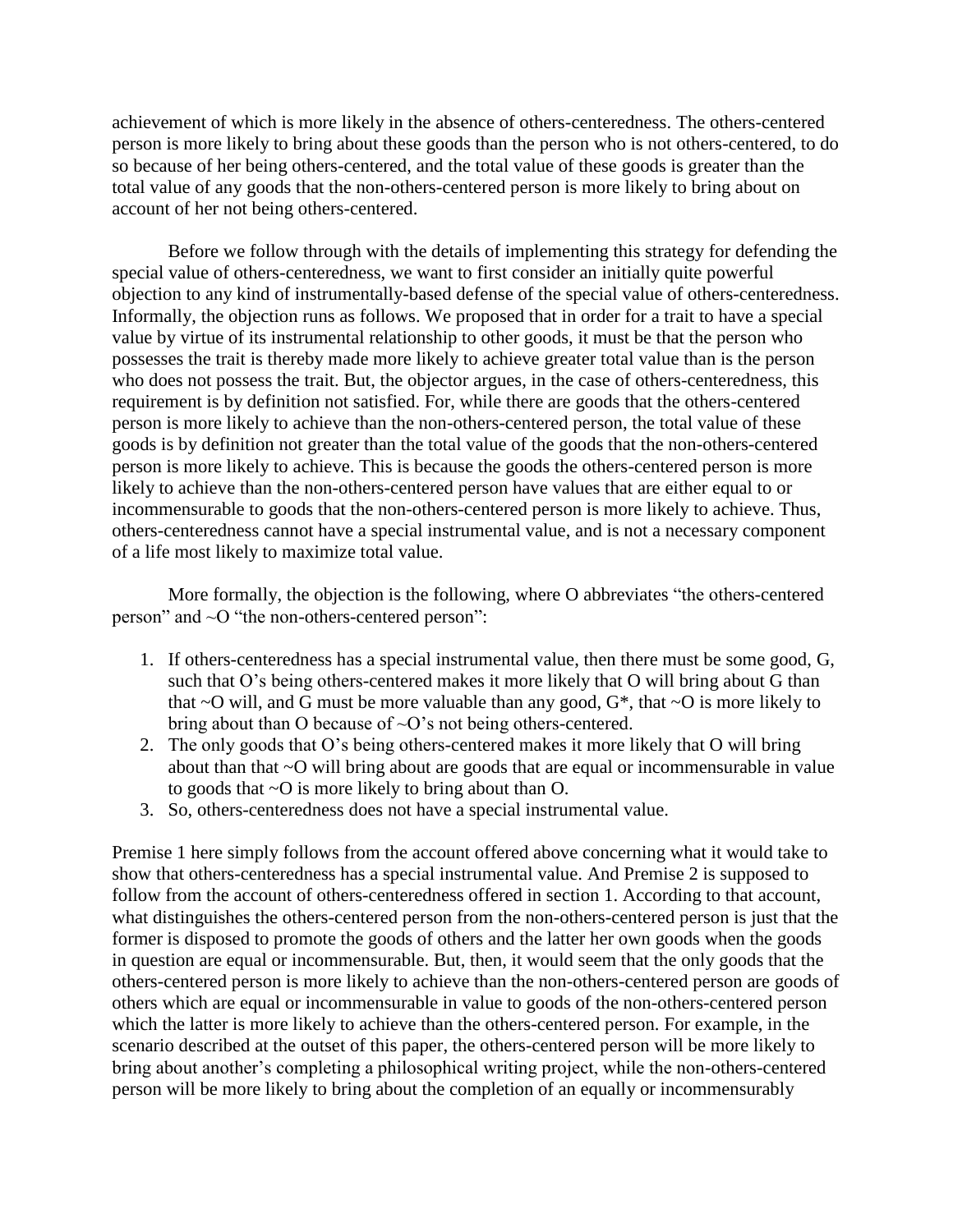achievement of which is more likely in the absence of others-centeredness. The others-centered person is more likely to bring about these goods than the person who is not others-centered, to do so because of her being others-centered, and the total value of these goods is greater than the total value of any goods that the non-others-centered person is more likely to bring about on account of her not being others-centered.

Before we follow through with the details of implementing this strategy for defending the special value of others-centeredness, we want to first consider an initially quite powerful objection to any kind of instrumentally-based defense of the special value of others-centeredness. Informally, the objection runs as follows. We proposed that in order for a trait to have a special value by virtue of its instrumental relationship to other goods, it must be that the person who possesses the trait is thereby made more likely to achieve greater total value than is the person who does not possess the trait. But, the objector argues, in the case of others-centeredness, this requirement is by definition not satisfied. For, while there are goods that the others-centered person is more likely to achieve than the non-others-centered person, the total value of these goods is by definition not greater than the total value of the goods that the non-others-centered person is more likely to achieve. This is because the goods the others-centered person is more likely to achieve than the non-others-centered person have values that are either equal to or incommensurable to goods that the non-others-centered person is more likely to achieve. Thus, others-centeredness cannot have a special instrumental value, and is not a necessary component of a life most likely to maximize total value.

More formally, the objection is the following, where O abbreviates "the others-centered person" and ~O "the non-others-centered person":

1. If others-centeredness has a special instrumental value, then there must be some good, G, such that O's being others-centered makes it more likely that O will bring about G than that ~O will, and G must be more valuable than any good, G*, that ~O is more likely to bring about than O because of ~O's not being others-centered.
2. The only goods that O's being others-centered makes it more likely that O will bring about than that ~O will bring about are goods that are equal or incommensurable in value to goods that ~O is more likely to bring about than O.
3. So, others-centeredness does not have a special instrumental value.

Premise 1 here simply follows from the account offered above concerning what it would take to show that others-centeredness has a special instrumental value. And Premise 2 is supposed to follow from the account of others-centeredness offered in section 1. According to that account, what distinguishes the others-centered person from the non-others-centered person is just that the former is disposed to promote the goods of others and the latter her own goods when the goods in question are equal or incommensurable. But, then, it would seem that the only goods that the others-centered person is more likely to achieve than the non-others-centered person are goods of others which are equal or incommensurable in value to goods of the non-others-centered person which the latter is more likely to achieve than the others-centered person. For example, in the scenario described at the outset of this paper, the others-centered person will be more likely to bring about another's completing a philosophical writing project, while the non-others-centered person will be more likely to bring about the completion of an equally or incommensurably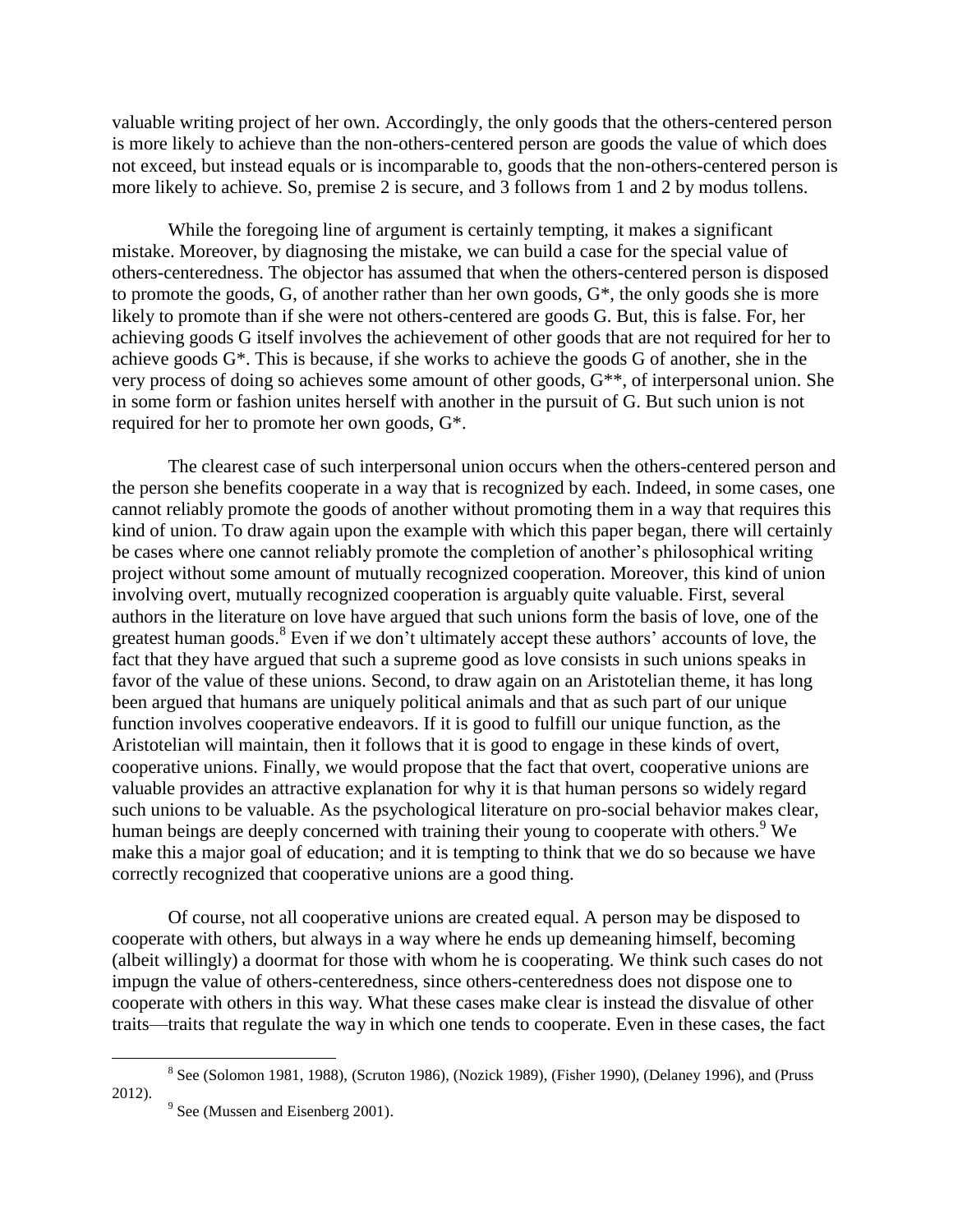valuable writing project of her own. Accordingly, the only goods that the others-centered person is more likely to achieve than the non-others-centered person are goods the value of which does not exceed, but instead equals or is incomparable to, goods that the non-others-centered person is more likely to achieve. So, premise 2 is secure, and 3 follows from 1 and 2 by modus tollens.

While the foregoing line of argument is certainly tempting, it makes a significant mistake. Moreover, by diagnosing the mistake, we can build a case for the special value of others-centeredness. The objector has assumed that when the others-centered person is disposed to promote the goods, G, of another rather than her own goods, G*, the only goods she is more likely to promote than if she were not others-centered are goods G. But, this is false. For, her achieving goods G itself involves the achievement of other goods that are not required for her to achieve goods G*. This is because, if she works to achieve the goods G of another, she in the very process of doing so achieves some amount of other goods, G**, of interpersonal union. She in some form or fashion unites herself with another in the pursuit of G. But such union is not required for her to promote her own goods, G*.

The clearest case of such interpersonal union occurs when the others-centered person and the person she benefits cooperate in a way that is recognized by each. Indeed, in some cases, one cannot reliably promote the goods of another without promoting them in a way that requires this kind of union. To draw again upon the example with which this paper began, there will certainly be cases where one cannot reliably promote the completion of another's philosophical writing project without some amount of mutually recognized cooperation. Moreover, this kind of union involving overt, mutually recognized cooperation is arguably quite valuable. First, several authors in the literature on love have argued that such unions form the basis of love, one of the greatest human goods.[8] Even if we don't ultimately accept these authors' accounts of love, the fact that they have argued that such a supreme good as love consists in such unions speaks in favor of the value of these unions. Second, to draw again on an Aristotelian theme, it has long been argued that humans are uniquely political animals and that as such part of our unique function involves cooperative endeavors. If it is good to fulfill our unique function, as the Aristotelian will maintain, then it follows that it is good to engage in these kinds of overt, cooperative unions. Finally, we would propose that the fact that overt, cooperative unions are valuable provides an attractive explanation for why it is that human persons so widely regard such unions to be valuable. As the psychological literature on pro-social behavior makes clear, human beings are deeply concerned with training their young to cooperate with others.[9] We make this a major goal of education; and it is tempting to think that we do so because we have correctly recognized that cooperative unions are a good thing.

Of course, not all cooperative unions are created equal. A person may be disposed to cooperate with others, but always in a way where he ends up demeaning himself, becoming (albeit willingly) a doormat for those with whom he is cooperating. We think such cases do not impugn the value of others-centeredness, since others-centeredness does not dispose one to cooperate with others in this way. What these cases make clear is instead the disvalue of other traits—traits that regulate the way in which one tends to cooperate. Even in these cases, the fact

[8] See (Solomon 1981, 1988), (Scruton 1986), (Nozick 1989), (Fisher 1990), (Delaney 1996), and (Pruss 2012).

[9] See (Mussen and Eisenberg 2001).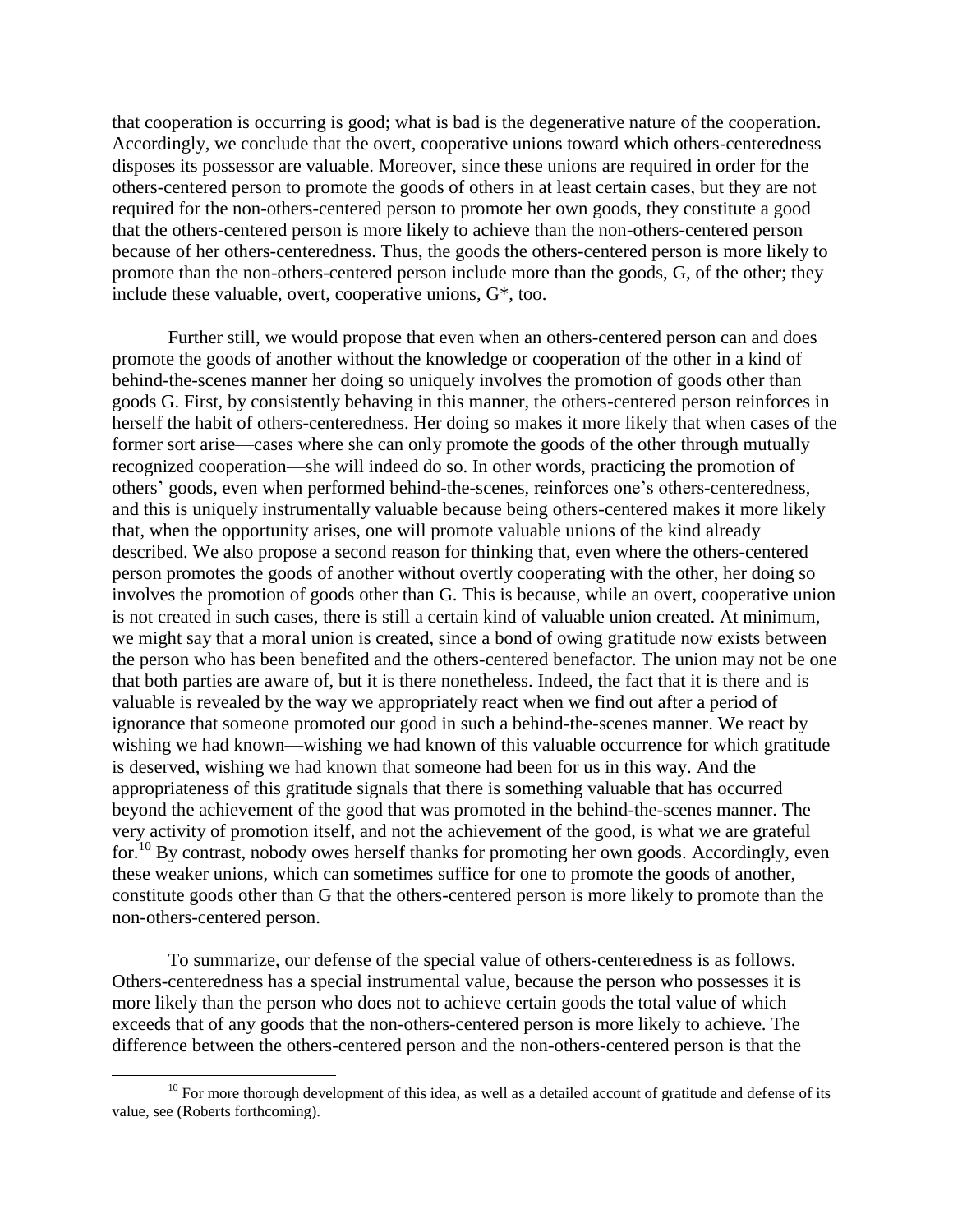that cooperation is occurring is good; what is bad is the degenerative nature of the cooperation. Accordingly, we conclude that the overt, cooperative unions toward which others-centeredness disposes its possessor are valuable. Moreover, since these unions are required in order for the others-centered person to promote the goods of others in at least certain cases, but they are not required for the non-others-centered person to promote her own goods, they constitute a good that the others-centered person is more likely to achieve than the non-others-centered person because of her others-centeredness. Thus, the goods the others-centered person is more likely to promote than the non-others-centered person include more than the goods, G, of the other; they include these valuable, overt, cooperative unions, G*, too.

Further still, we would propose that even when an others-centered person can and does promote the goods of another without the knowledge or cooperation of the other in a kind of behind-the-scenes manner her doing so uniquely involves the promotion of goods other than goods G. First, by consistently behaving in this manner, the others-centered person reinforces in herself the habit of others-centeredness. Her doing so makes it more likely that when cases of the former sort arise—cases where she can only promote the goods of the other through mutually recognized cooperation—she will indeed do so. In other words, practicing the promotion of others' goods, even when performed behind-the-scenes, reinforces one's others-centeredness, and this is uniquely instrumentally valuable because being others-centered makes it more likely that, when the opportunity arises, one will promote valuable unions of the kind already described. We also propose a second reason for thinking that, even where the others-centered person promotes the goods of another without overtly cooperating with the other, her doing so involves the promotion of goods other than G. This is because, while an overt, cooperative union is not created in such cases, there is still a certain kind of valuable union created. At minimum, we might say that a moral union is created, since a bond of owing gratitude now exists between the person who has been benefited and the others-centered benefactor. The union may not be one that both parties are aware of, but it is there nonetheless. Indeed, the fact that it is there and is valuable is revealed by the way we appropriately react when we find out after a period of ignorance that someone promoted our good in such a behind-the-scenes manner. We react by wishing we had known—wishing we had known of this valuable occurrence for which gratitude is deserved, wishing we had known that someone had been for us in this way. And the appropriateness of this gratitude signals that there is something valuable that has occurred beyond the achievement of the good that was promoted in the behind-the-scenes manner. The very activity of promotion itself, and not the achievement of the good, is what we are grateful for.[10] By contrast, nobody owes herself thanks for promoting her own goods. Accordingly, even these weaker unions, which can sometimes suffice for one to promote the goods of another, constitute goods other than G that the others-centered person is more likely to promote than the non-others-centered person.

To summarize, our defense of the special value of others-centeredness is as follows. Others-centeredness has a special instrumental value, because the person who possesses it is more likely than the person who does not to achieve certain goods the total value of which exceeds that of any goods that the non-others-centered person is more likely to achieve. The difference between the others-centered person and the non-others-centered person is that the

[10] For more thorough development of this idea, as well as a detailed account of gratitude and defense of its value, see (Roberts forthcoming).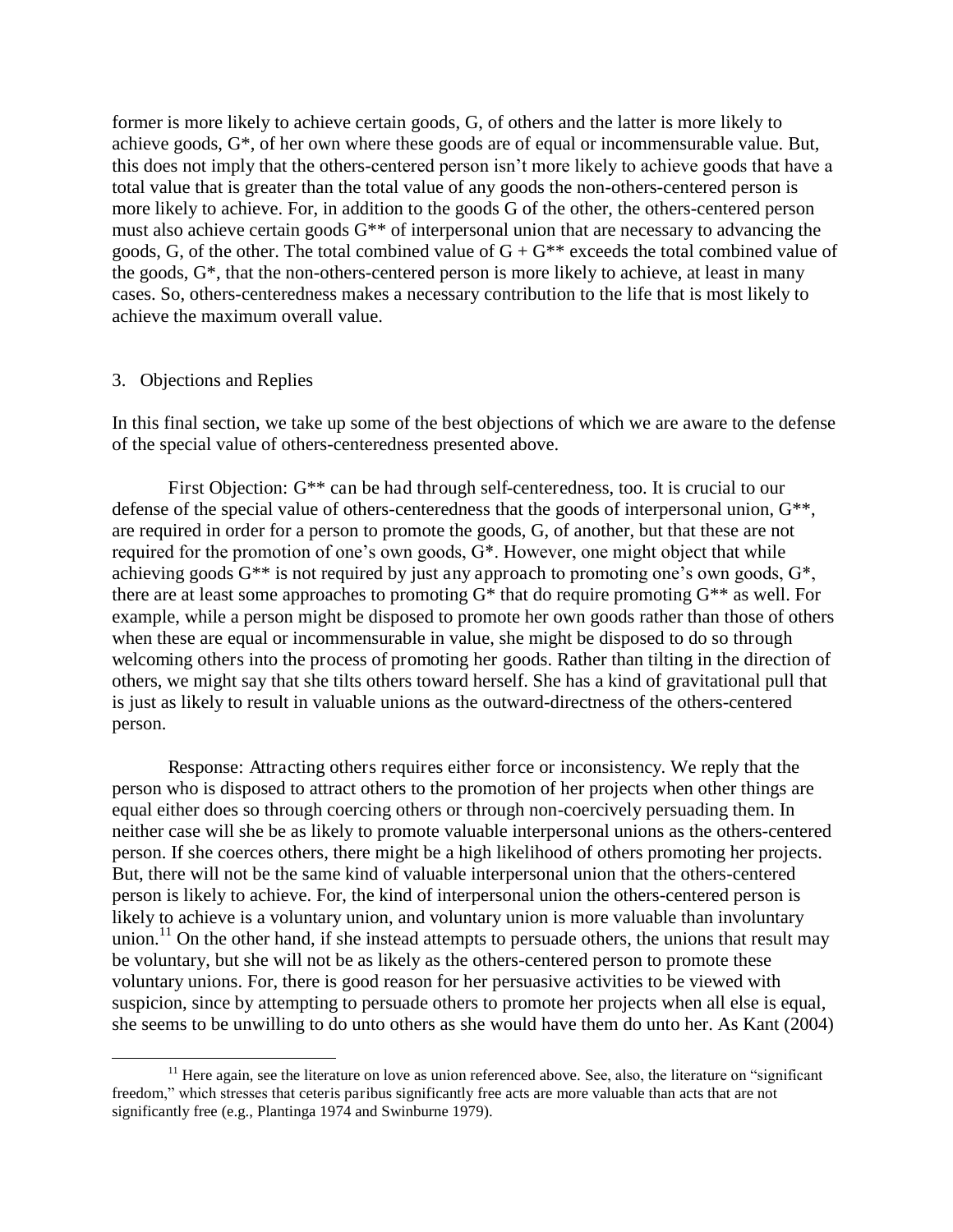former is more likely to achieve certain goods, G, of others and the latter is more likely to achieve goods, G*, of her own where these goods are of equal or incommensurable value. But, this does not imply that the others-centered person isn't more likely to achieve goods that have a total value that is greater than the total value of any goods the non-others-centered person is more likely to achieve. For, in addition to the goods G of the other, the others-centered person must also achieve certain goods G** of interpersonal union that are necessary to advancing the goods, G, of the other. The total combined value of G + G** exceeds the total combined value of the goods, G*, that the non-others-centered person is more likely to achieve, at least in many cases. So, others-centeredness makes a necessary contribution to the life that is most likely to achieve the maximum overall value.

## 3. Objections and Replies

In this final section, we take up some of the best objections of which we are aware to the defense of the special value of others-centeredness presented above.

First Objection: G** can be had through self-centeredness, too. It is crucial to our defense of the special value of others-centeredness that the goods of interpersonal union, G**, are required in order for a person to promote the goods, G, of another, but that these are not required for the promotion of one's own goods, G*. However, one might object that while achieving goods G** is not required by just any approach to promoting one's own goods, G*, there are at least some approaches to promoting G* that do require promoting G** as well. For example, while a person might be disposed to promote her own goods rather than those of others when these are equal or incommensurable in value, she might be disposed to do so through welcoming others into the process of promoting her goods. Rather than tilting in the direction of others, we might say that she tilts others toward herself. She has a kind of gravitational pull that is just as likely to result in valuable unions as the outward-directness of the others-centered person.

Response: Attracting others requires either force or inconsistency. We reply that the person who is disposed to attract others to the promotion of her projects when other things are equal either does so through coercing others or through non-coercively persuading them. In neither case will she be as likely to promote valuable interpersonal unions as the others-centered person. If she coerces others, there might be a high likelihood of others promoting her projects. But, there will not be the same kind of valuable interpersonal union that the others-centered person is likely to achieve. For, the kind of interpersonal union the others-centered person is likely to achieve is a voluntary union, and voluntary union is more valuable than involuntary union.[11] On the other hand, if she instead attempts to persuade others, the unions that result may be voluntary, but she will not be as likely as the others-centered person to promote these voluntary unions. For, there is good reason for her persuasive activities to be viewed with suspicion, since by attempting to persuade others to promote her projects when all else is equal, she seems to be unwilling to do unto others as she would have them do unto her. As Kant (2004)

[11] Here again, see the literature on love as union referenced above. See, also, the literature on "significant freedom," which stresses that ceteris paribus significantly free acts are more valuable than acts that are not significantly free (e.g., Plantinga 1974 and Swinburne 1979).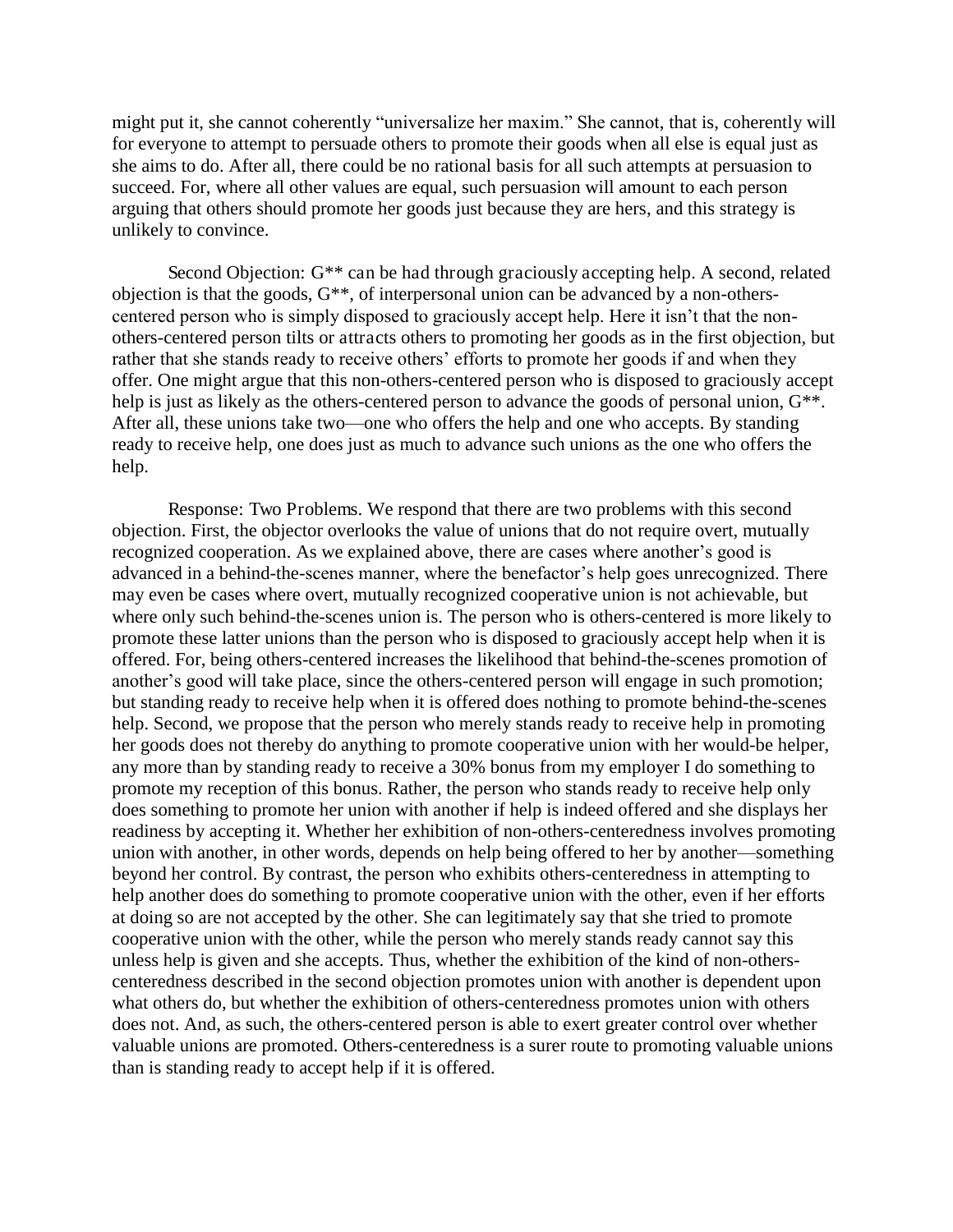might put it, she cannot coherently "universalize her maxim." She cannot, that is, coherently will for everyone to attempt to persuade others to promote their goods when all else is equal just as she aims to do. After all, there could be no rational basis for all such attempts at persuasion to succeed. For, where all other values are equal, such persuasion will amount to each person arguing that others should promote her goods just because they are hers, and this strategy is unlikely to convince.

Second Objection: G** can be had through graciously accepting help. A second, related objection is that the goods, G**, of interpersonal union can be advanced by a non-others-centered person who is simply disposed to graciously accept help. Here it isn't that the non-others-centered person tilts or attracts others to promoting her goods as in the first objection, but rather that she stands ready to receive others' efforts to promote her goods if and when they offer. One might argue that this non-others-centered person who is disposed to graciously accept help is just as likely as the others-centered person to advance the goods of personal union, G**. After all, these unions take two—one who offers the help and one who accepts. By standing ready to receive help, one does just as much to advance such unions as the one who offers the help.

Response: Two Problems. We respond that there are two problems with this second objection. First, the objector overlooks the value of unions that do not require overt, mutually recognized cooperation. As we explained above, there are cases where another's good is advanced in a behind-the-scenes manner, where the benefactor's help goes unrecognized. There may even be cases where overt, mutually recognized cooperative union is not achievable, but where only such behind-the-scenes union is. The person who is others-centered is more likely to promote these latter unions than the person who is disposed to graciously accept help when it is offered. For, being others-centered increases the likelihood that behind-the-scenes promotion of another's good will take place, since the others-centered person will engage in such promotion; but standing ready to receive help when it is offered does nothing to promote behind-the-scenes help. Second, we propose that the person who merely stands ready to receive help in promoting her goods does not thereby do anything to promote cooperative union with her would-be helper, any more than by standing ready to receive a 30% bonus from my employer I do something to promote my reception of this bonus. Rather, the person who stands ready to receive help only does something to promote her union with another if help is indeed offered and she displays her readiness by accepting it. Whether her exhibition of non-others-centeredness involves promoting union with another, in other words, depends on help being offered to her by another—something beyond her control. By contrast, the person who exhibits others-centeredness in attempting to help another does do something to promote cooperative union with the other, even if her efforts at doing so are not accepted by the other. She can legitimately say that she tried to promote cooperative union with the other, while the person who merely stands ready cannot say this unless help is given and she accepts. Thus, whether the exhibition of the kind of non-others-centeredness described in the second objection promotes union with another is dependent upon what others do, but whether the exhibition of others-centeredness promotes union with others does not. And, as such, the others-centered person is able to exert greater control over whether valuable unions are promoted. Others-centeredness is a surer route to promoting valuable unions than is standing ready to accept help if it is offered.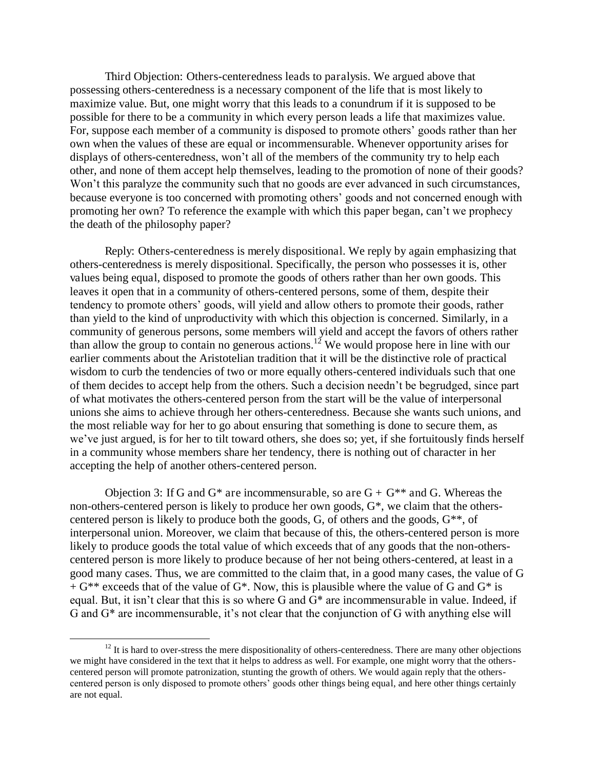Third Objection: Others-centeredness leads to paralysis. We argued above that possessing others-centeredness is a necessary component of the life that is most likely to maximize value. But, one might worry that this leads to a conundrum if it is supposed to be possible for there to be a community in which every person leads a life that maximizes value. For, suppose each member of a community is disposed to promote others' goods rather than her own when the values of these are equal or incommensurable. Whenever opportunity arises for displays of others-centeredness, won't all of the members of the community try to help each other, and none of them accept help themselves, leading to the promotion of none of their goods? Won't this paralyze the community such that no goods are ever advanced in such circumstances, because everyone is too concerned with promoting others' goods and not concerned enough with promoting her own? To reference the example with which this paper began, can't we prophecy the death of the philosophy paper?

Reply: Others-centeredness is merely dispositional. We reply by again emphasizing that others-centeredness is merely dispositional. Specifically, the person who possesses it is, other values being equal, disposed to promote the goods of others rather than her own goods. This leaves it open that in a community of others-centered persons, some of them, despite their tendency to promote others' goods, will yield and allow others to promote their goods, rather than yield to the kind of unproductivity with which this objection is concerned. Similarly, in a community of generous persons, some members will yield and accept the favors of others rather than allow the group to contain no generous actions.[12] We would propose here in line with our earlier comments about the Aristotelian tradition that it will be the distinctive role of practical wisdom to curb the tendencies of two or more equally others-centered individuals such that one of them decides to accept help from the others. Such a decision needn't be begrudged, since part of what motivates the others-centered person from the start will be the value of interpersonal unions she aims to achieve through her others-centeredness. Because she wants such unions, and the most reliable way for her to go about ensuring that something is done to secure them, as we've just argued, is for her to tilt toward others, she does so; yet, if she fortuitously finds herself in a community whose members share her tendency, there is nothing out of character in her accepting the help of another others-centered person.

Objection 3: If G and G* are incommensurable, so are G + G** and G. Whereas the non-others-centered person is likely to produce her own goods, G*, we claim that the others-centered person is likely to produce both the goods, G, of others and the goods, G**, of interpersonal union. Moreover, we claim that because of this, the others-centered person is more likely to produce goods the total value of which exceeds that of any goods that the non-others-centered person is more likely to produce because of her not being others-centered, at least in a good many cases. Thus, we are committed to the claim that, in a good many cases, the value of G + G** exceeds that of the value of G*. Now, this is plausible where the value of G and G* is equal. But, it isn't clear that this is so where G and G* are incommensurable in value. Indeed, if G and G* are incommensurable, it's not clear that the conjunction of G with anything else will

[12] It is hard to over-stress the mere dispositionality of others-centeredness. There are many other objections we might have considered in the text that it helps to address as well. For example, one might worry that the others-centered person will promote patronization, stunting the growth of others. We would again reply that the others-centered person is only disposed to promote others' goods other things being equal, and here other things certainly are not equal.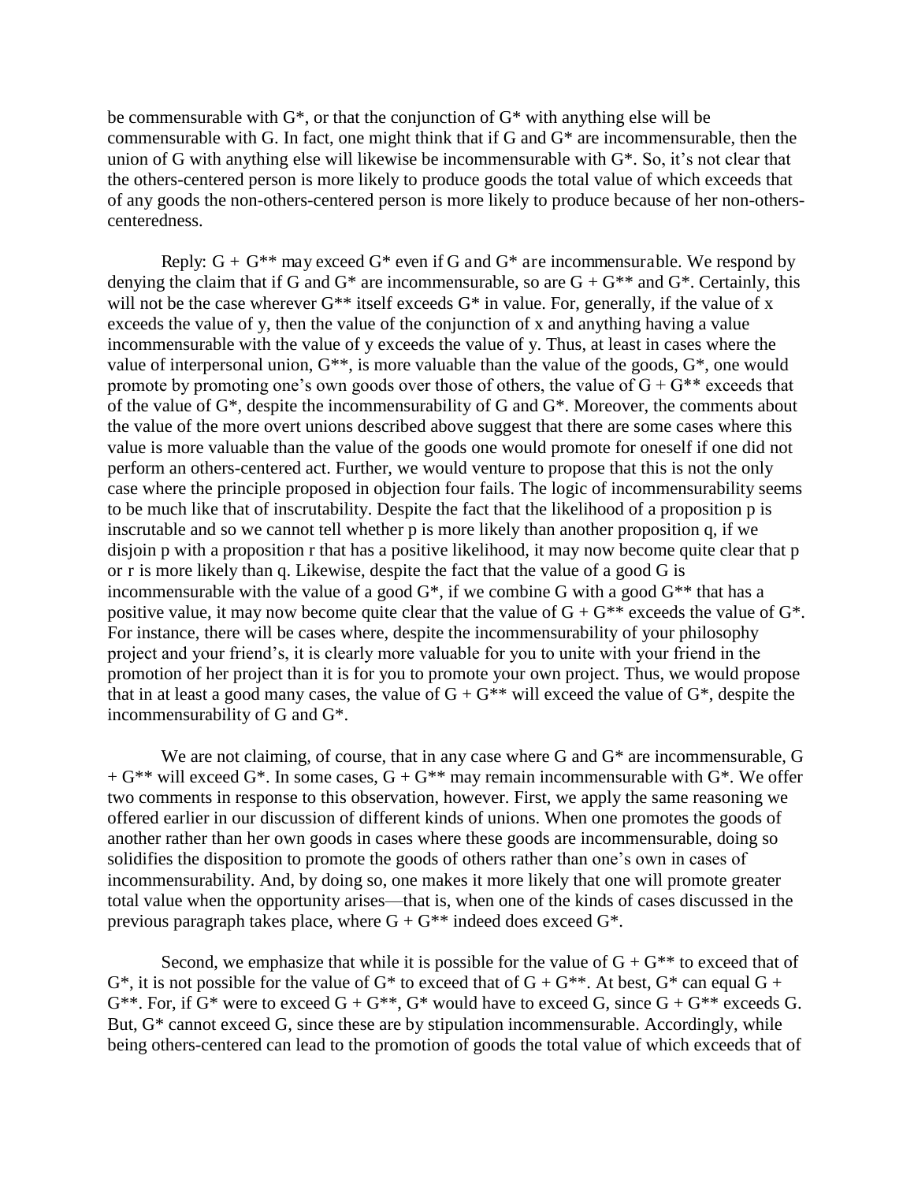be commensurable with $G^*$, or that the conjunction of $G^*$ with anything else will be commensurable with G. In fact, one might think that if G and $G^*$ are incommensurable, then the union of G with anything else will likewise be incommensurable with $G^*$. So, it's not clear that the others-centered person is more likely to produce goods the total value of which exceeds that of any goods the non-others-centered person is more likely to produce because of her non-others-centeredness.

Reply: $G + G^{**}$ may exceed $G^*$ even if G and $G^*$ are incommensurable. We respond by denying the claim that if G and $G^*$ are incommensurable, so are $G + G^{**}$ and $G^*$. Certainly, this will not be the case wherever $G^{**}$ itself exceeds $G^*$ in value. For, generally, if the value of x exceeds the value of y, then the value of the conjunction of x and anything having a value incommensurable with the value of y exceeds the value of y. Thus, at least in cases where the value of interpersonal union, $G^{**}$, is more valuable than the value of the goods, $G^*$, one would promote by promoting one's own goods over those of others, the value of $G + G^{**}$ exceeds that of the value of $G^*$, despite the incommensurability of G and $G^*$. Moreover, the comments about the value of the more overt unions described above suggest that there are some cases where this value is more valuable than the value of the goods one would promote for oneself if one did not perform an others-centered act. Further, we would venture to propose that this is not the only case where the principle proposed in objection four fails. The logic of incommensurability seems to be much like that of inscrutability. Despite the fact that the likelihood of a proposition p is inscrutable and so we cannot tell whether p is more likely than another proposition q, if we disjoin p with a proposition r that has a positive likelihood, it may now become quite clear that p or r is more likely than q. Likewise, despite the fact that the value of a good G is incommensurable with the value of a good $G^*$, if we combine G with a good $G^{**}$ that has a positive value, it may now become quite clear that the value of $G + G^{**}$ exceeds the value of $G^*$. For instance, there will be cases where, despite the incommensurability of your philosophy project and your friend's, it is clearly more valuable for you to unite with your friend in the promotion of her project than it is for you to promote your own project. Thus, we would propose that in at least a good many cases, the value of $G + G^{**}$ will exceed the value of $G^*$, despite the incommensurability of G and $G^*$.

We are not claiming, of course, that in any case where G and $G^*$ are incommensurable, $G + G^{**}$ will exceed $G^*$. In some cases, $G + G^{**}$ may remain incommensurable with $G^*$. We offer two comments in response to this observation, however. First, we apply the same reasoning we offered earlier in our discussion of different kinds of unions. When one promotes the goods of another rather than her own goods in cases where these goods are incommensurable, doing so solidifies the disposition to promote the goods of others rather than one's own in cases of incommensurability. And, by doing so, one makes it more likely that one will promote greater total value when the opportunity arises—that is, when one of the kinds of cases discussed in the previous paragraph takes place, where $G + G^{**}$ indeed does exceed $G^*$.

Second, we emphasize that while it is possible for the value of $G + G^{**}$ to exceed that of $G^*$, it is not possible for the value of $G^*$ to exceed that of $G + G^{**}$. At best, $G^*$ can equal $G + G^{**}$. For, if $G^*$ were to exceed $G + G^{**}$, $G^*$ would have to exceed G, since $G + G^{**}$ exceeds G. But, $G^*$ cannot exceed G, since these are by stipulation incommensurable. Accordingly, while being others-centered can lead to the promotion of goods the total value of which exceeds that of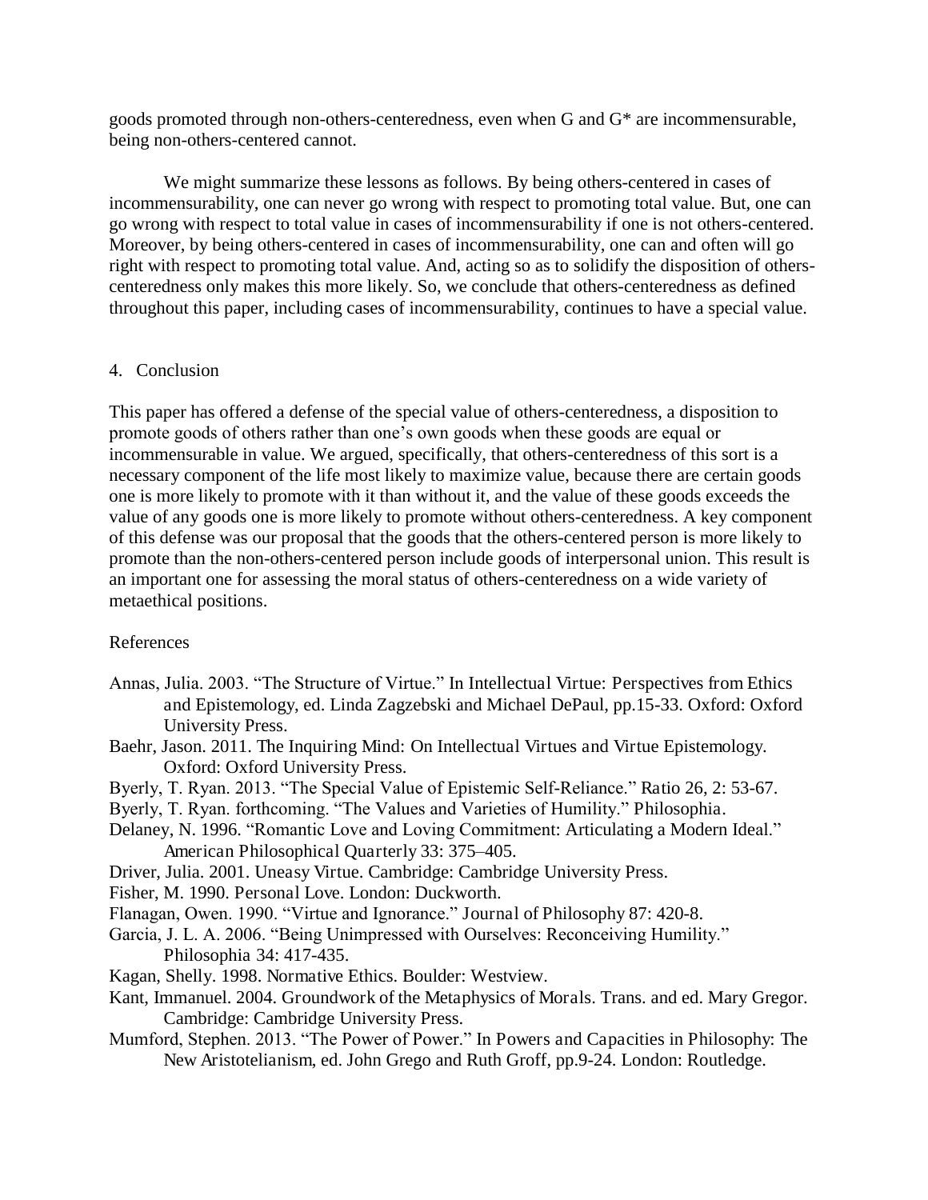goods promoted through non-others-centeredness, even when G and G* are incommensurable, being non-others-centered cannot.

We might summarize these lessons as follows. By being others-centered in cases of incommensurability, one can never go wrong with respect to promoting total value. But, one can go wrong with respect to total value in cases of incommensurability if one is not others-centered. Moreover, by being others-centered in cases of incommensurability, one can and often will go right with respect to promoting total value. And, acting so as to solidify the disposition of others-centeredness only makes this more likely. So, we conclude that others-centeredness as defined throughout this paper, including cases of incommensurability, continues to have a special value.

## 4. Conclusion

This paper has offered a defense of the special value of others-centeredness, a disposition to promote goods of others rather than one's own goods when these goods are equal or incommensurable in value. We argued, specifically, that others-centeredness of this sort is a necessary component of the life most likely to maximize value, because there are certain goods one is more likely to promote with it than without it, and the value of these goods exceeds the value of any goods one is more likely to promote without others-centeredness. A key component of this defense was our proposal that the goods that the others-centered person is more likely to promote than the non-others-centered person include goods of interpersonal union. This result is an important one for assessing the moral status of others-centeredness on a wide variety of metaethical positions.

## References

Annas, Julia. 2003. "The Structure of Virtue." In Intellectual Virtue: Perspectives from Ethics and Epistemology, ed. Linda Zagzebski and Michael DePaul, pp.15-33. Oxford: Oxford University Press.

Baehr, Jason. 2011. The Inquiring Mind: On Intellectual Virtues and Virtue Epistemology. Oxford: Oxford University Press.

Byerly, T. Ryan. 2013. "The Special Value of Epistemic Self-Reliance." Ratio 26, 2: 53-67.

Byerly, T. Ryan. forthcoming. "The Values and Varieties of Humility." Philosophia.

Delaney, N. 1996. "Romantic Love and Loving Commitment: Articulating a Modern Ideal." American Philosophical Quarterly 33: 375–405.

Driver, Julia. 2001. Uneasy Virtue. Cambridge: Cambridge University Press.

Fisher, M. 1990. Personal Love. London: Duckworth.

Flanagan, Owen. 1990. "Virtue and Ignorance." Journal of Philosophy 87: 420-8.

Garcia, J. L. A. 2006. "Being Unimpressed with Ourselves: Reconceiving Humility." Philosophia 34: 417-435.

Kagan, Shelly. 1998. Normative Ethics. Boulder: Westview.

Kant, Immanuel. 2004. Groundwork of the Metaphysics of Morals. Trans. and ed. Mary Gregor. Cambridge: Cambridge University Press.

Mumford, Stephen. 2013. "The Power of Power." In Powers and Capacities in Philosophy: The New Aristotelianism, ed. John Grego and Ruth Groff, pp.9-24. London: Routledge.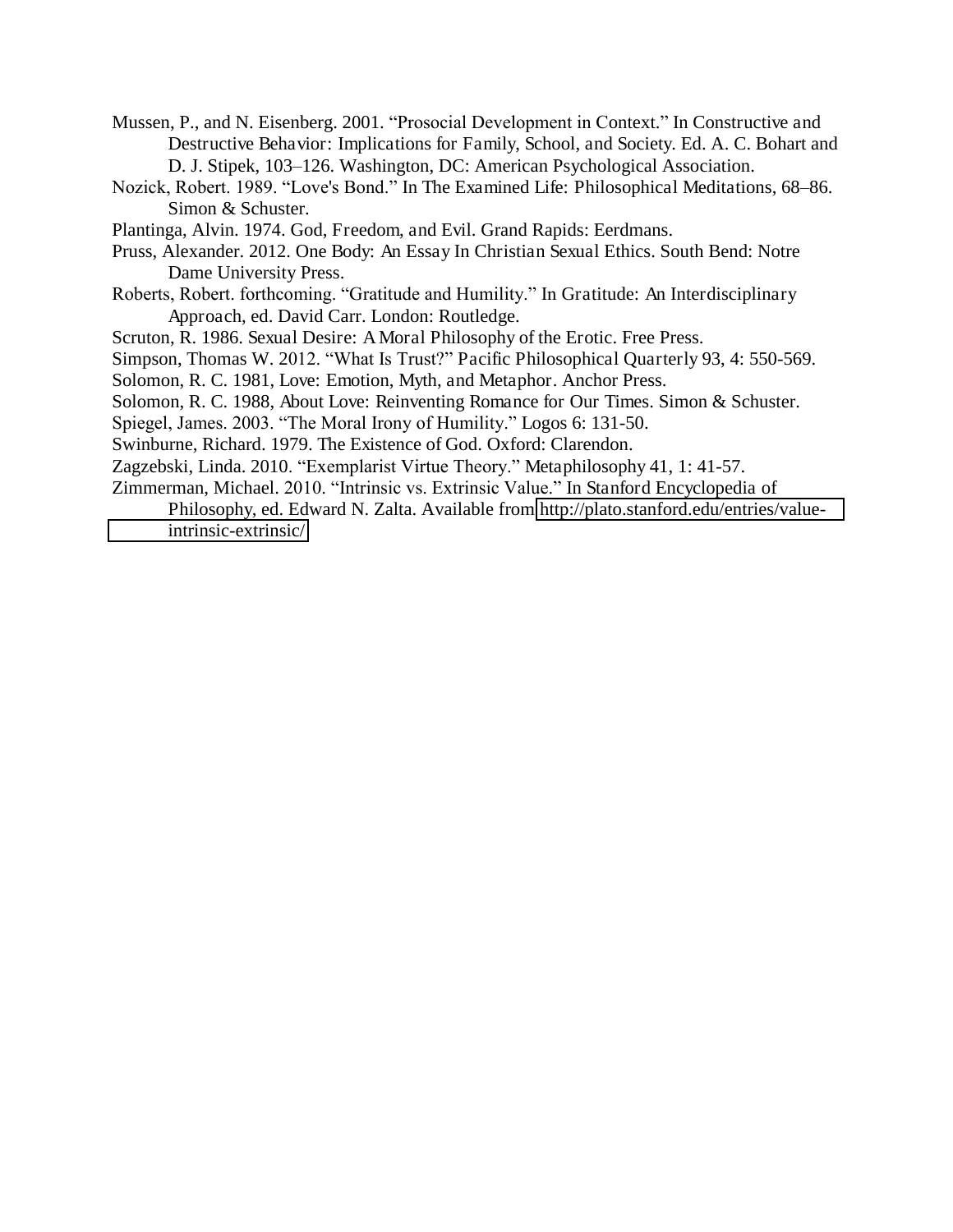Mussen, P., and N. Eisenberg. 2001. "Prosocial Development in Context." In Constructive and Destructive Behavior: Implications for Family, School, and Society. Ed. A. C. Bohart and D. J. Stipek, 103–126. Washington, DC: American Psychological Association.

Nozick, Robert. 1989. "Love's Bond." In The Examined Life: Philosophical Meditations, 68–86. Simon & Schuster.

Plantinga, Alvin. 1974. God, Freedom, and Evil. Grand Rapids: Eerdmans.

Pruss, Alexander. 2012. One Body: An Essay In Christian Sexual Ethics. South Bend: Notre Dame University Press.

Roberts, Robert. forthcoming. "Gratitude and Humility." In Gratitude: An Interdisciplinary Approach, ed. David Carr. London: Routledge.

Scruton, R. 1986. Sexual Desire: A Moral Philosophy of the Erotic. Free Press.

Simpson, Thomas W. 2012. "What Is Trust?" Pacific Philosophical Quarterly 93, 4: 550-569.

Solomon, R. C. 1981, Love: Emotion, Myth, and Metaphor. Anchor Press.

Solomon, R. C. 1988, About Love: Reinventing Romance for Our Times. Simon & Schuster.

Spiegel, James. 2003. "The Moral Irony of Humility." Logos 6: 131-50.

Swinburne, Richard. 1979. The Existence of God. Oxford: Clarendon.

Zagzebski, Linda. 2010. "Exemplarist Virtue Theory." Metaphilosophy 41, 1: 41-57.

Zimmerman, Michael. 2010. "Intrinsic vs. Extrinsic Value." In Stanford Encyclopedia of Philosophy, ed. Edward N. Zalta. Available from http://plato.stanford.edu/entries/value-intrinsic-extrinsic/